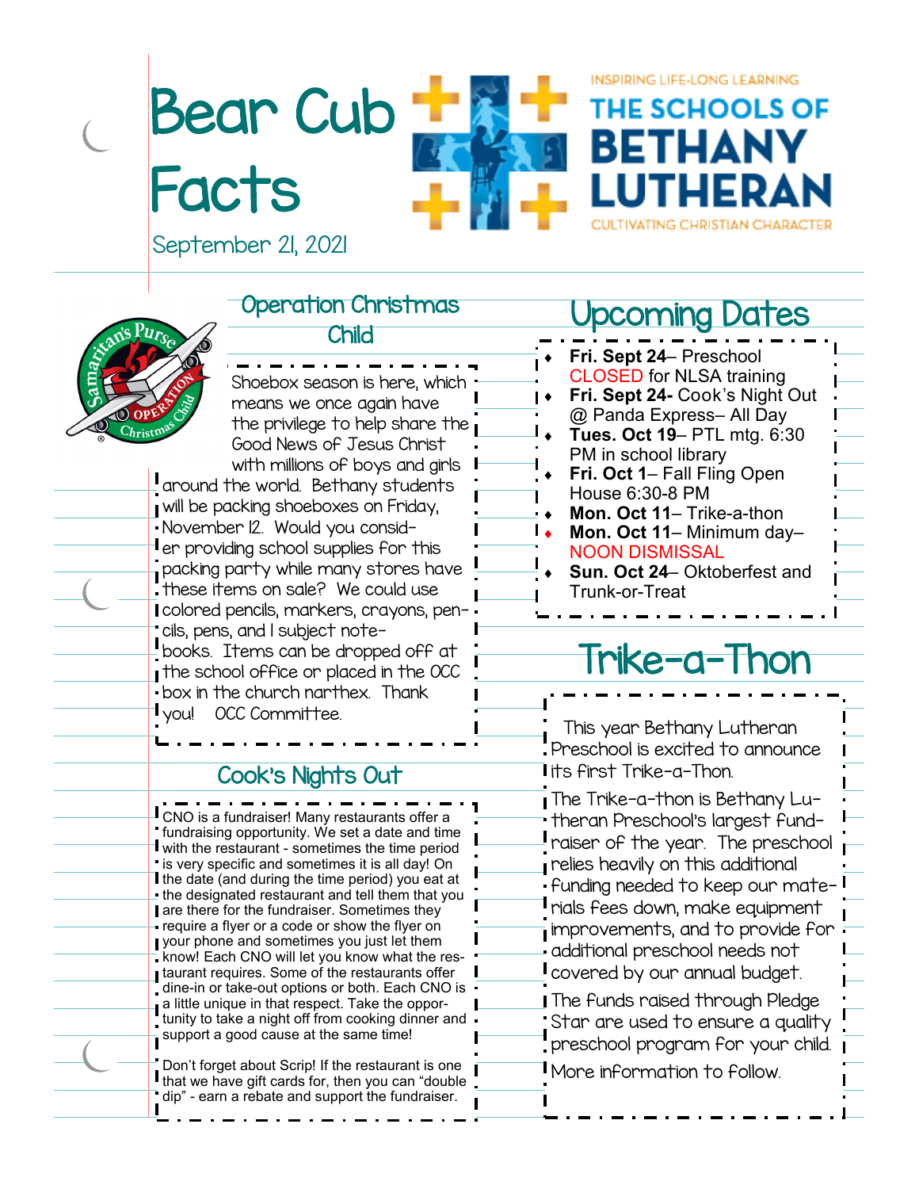# Bear Cub Facts

INSPIRING LIFE-LONG LEARNING

THE SCHOOLS OF **BETHANY LUTHERAN**

CULTIVATING CHRISTIAN CHARACTER

September 21, 2021

## Operation Christmas Child

Shoebox season is here, which means we once again have the privilege to help share the Good News of Jesus Christ with millions of boys and girls around the world. Bethany students will be packing shoeboxes on Friday, November 12. Would you consider providing school supplies for this packing party while many stores have these items on sale? We could use colored pencils, markers, crayons, pencils, pens, and 1 subject notebooks. Items can be dropped off at the school office or placed in the OCC box in the church narthex. Thank you! OCC Committee.

## Cook's Nights Out

CNO is a fundraiser! Many restaurants offer a fundraising opportunity. We set a date and time with the restaurant - sometimes the time period is very specific and sometimes it is all day! On the date (and during the time period) you eat at the designated restaurant and tell them that you are there for the fundraiser. Sometimes they require a flyer or a code or show the flyer on your phone and sometimes you just let them know! Each CNO will let you know what the restaurant requires. Some of the restaurants offer dine-in or take-out options or both. Each CNO is a little unique in that respect. Take the opportunity to take a night off from cooking dinner and support a good cause at the same time!

Don't forget about Scrip! If the restaurant is one that we have gift cards for, then you can "double dip" - earn a rebate and support the fundraiser.

## Upcoming Dates

- **Fri. Sept 24**– Preschool CLOSED for NLSA training
- **Fri. Sept 24-** Cook's Night Out @ Panda Express– All Day
- **Tues. Oct 19**– PTL mtg. 6:30 PM in school library
- **Fri. Oct 1**– Fall Fling Open House 6:30-8 PM
- **Mon. Oct 11**– Trike-a-thon
- **Mon. Oct 11**– Minimum day– NOON DISMISSAL
- **Sun. Oct 24**– Oktoberfest and Trunk-or-Treat

## Trike-a-Thon

This year Bethany Lutheran Preschool is excited to announce its first Trike-a-Thon.

The Trike-a-thon is Bethany Lutheran Preschool's largest fundraiser of the year. The preschool relies heavily on this additional funding needed to keep our materials fees down, make equipment improvements, and to provide for additional preschool needs not covered by our annual budget.

The funds raised through Pledge Star are used to ensure a quality preschool program for your child.

More information to follow.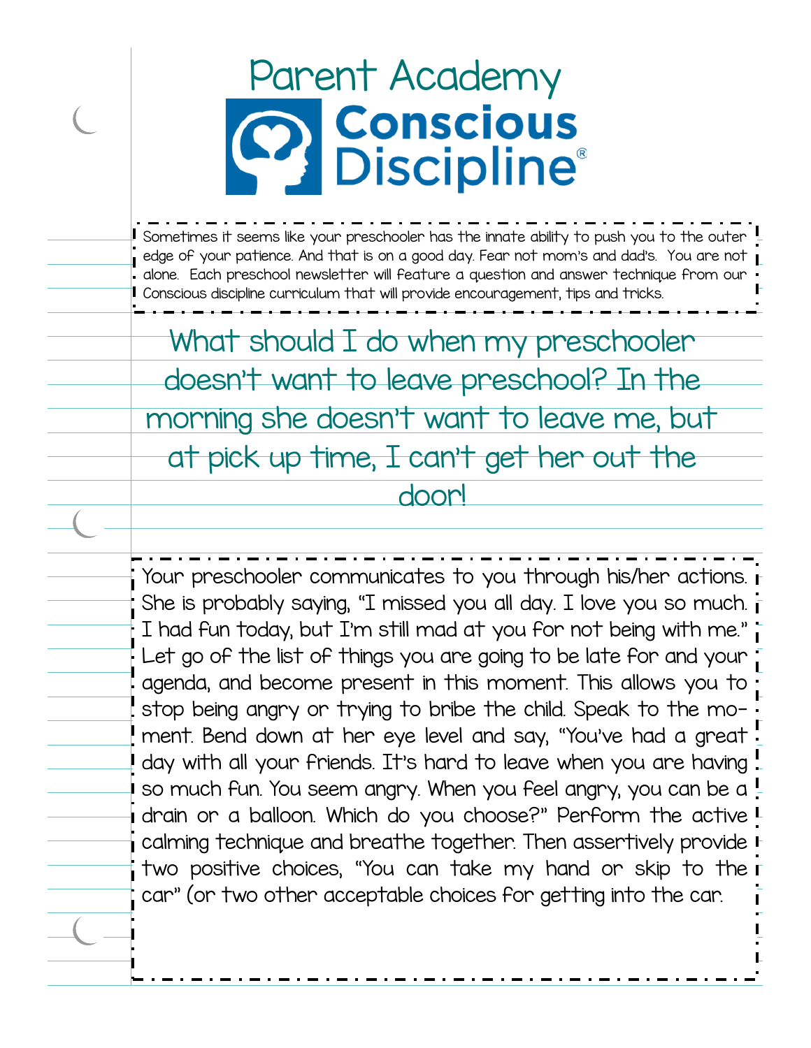# Parent Academy

## Conscious Discipline®

Sometimes it seems like your preschooler has the innate ability to push you to the outer edge of your patience. And that is on a good day. Fear not mom's and dad's. You are not alone. Each preschool newsletter will feature a question and answer technique from our Conscious discipline curriculum that will provide encouragement, tips and tricks.

## What should I do when my preschooler doesn't want to leave preschool? In the morning she doesn't want to leave me, but at pick up time, I can't get her out the door!

Your preschooler communicates to you through his/her actions. She is probably saying, "I missed you all day. I love you so much. I had fun today, but I'm still mad at you for not being with me." Let go of the list of things you are going to be late for and your agenda, and become present in this moment. This allows you to stop being angry or trying to bribe the child. Speak to the moment. Bend down at her eye level and say, "You've had a great day with all your friends. It's hard to leave when you are having so much fun. You seem angry. When you feel angry, you can be a drain or a balloon. Which do you choose?" Perform the active calming technique and breathe together. Then assertively provide two positive choices, "You can take my hand or skip to the car" (or two other acceptable choices for getting into the car.